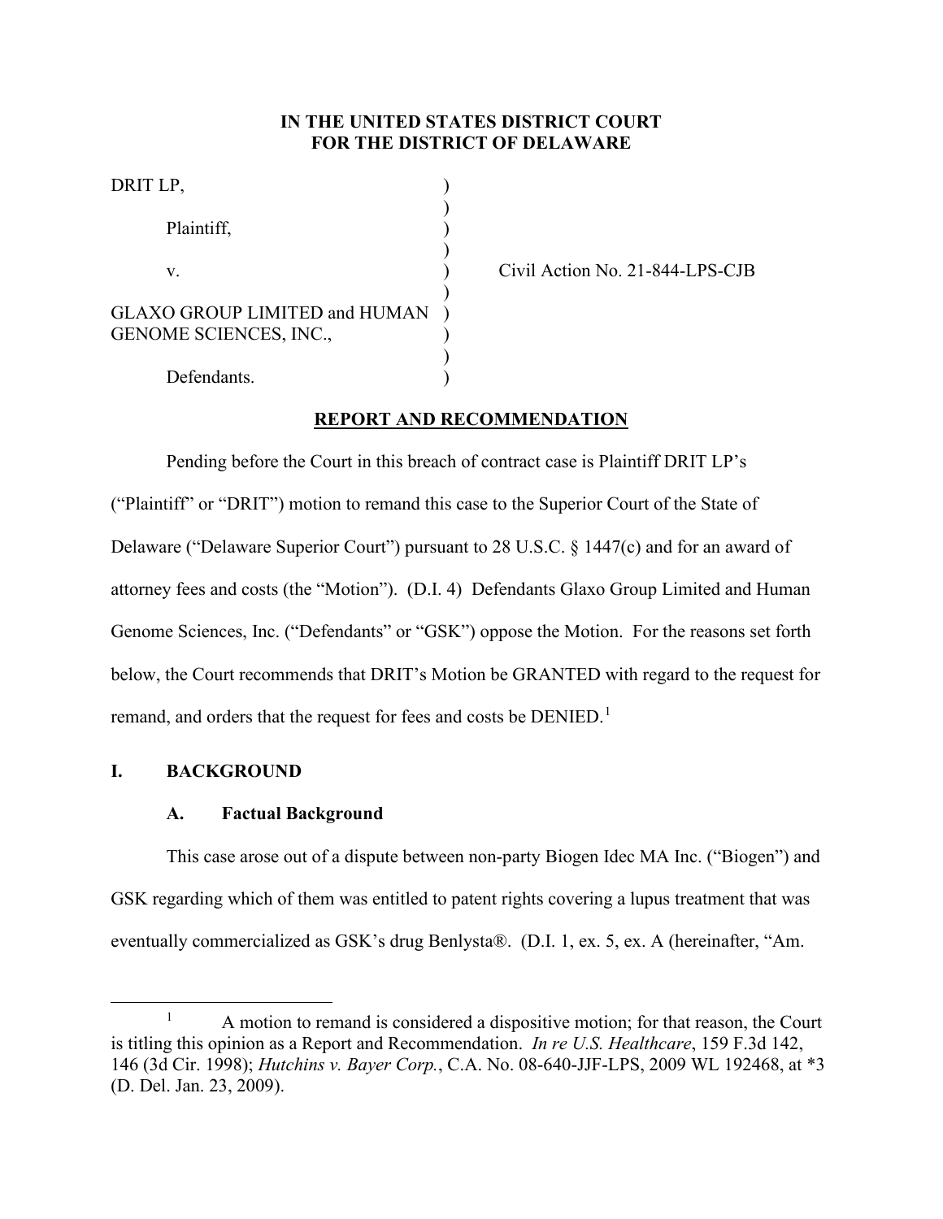**IN THE UNITED STATES DISTRICT COURT**
**FOR THE DISTRICT OF DELAWARE**

DRIT LP,

Plaintiff,

v.

GLAXO GROUP LIMITED and HUMAN GENOME SCIENCES, INC.,

Defendants.

Civil Action No. 21-844-LPS-CJB

**REPORT AND RECOMMENDATION**

Pending before the Court in this breach of contract case is Plaintiff DRIT LP's ("Plaintiff" or "DRIT") motion to remand this case to the Superior Court of the State of Delaware ("Delaware Superior Court") pursuant to 28 U.S.C. § 1447(c) and for an award of attorney fees and costs (the "Motion"). (D.I. 4) Defendants Glaxo Group Limited and Human Genome Sciences, Inc. ("Defendants" or "GSK") oppose the Motion. For the reasons set forth below, the Court recommends that DRIT's Motion be GRANTED with regard to the request for remand, and orders that the request for fees and costs be DENIED.[1]

## I. BACKGROUND

### A. Factual Background

This case arose out of a dispute between non-party Biogen Idec MA Inc. ("Biogen") and GSK regarding which of them was entitled to patent rights covering a lupus treatment that was eventually commercialized as GSK's drug Benlysta®. (D.I. 1, ex. 5, ex. A (hereinafter, "Am.

[1] A motion to remand is considered a dispositive motion; for that reason, the Court is titling this opinion as a Report and Recommendation. *In re U.S. Healthcare*, 159 F.3d 142, 146 (3d Cir. 1998); *Hutchins v. Bayer Corp.*, C.A. No. 08-640-JJF-LPS, 2009 WL 192468, at *3 (D. Del. Jan. 23, 2009).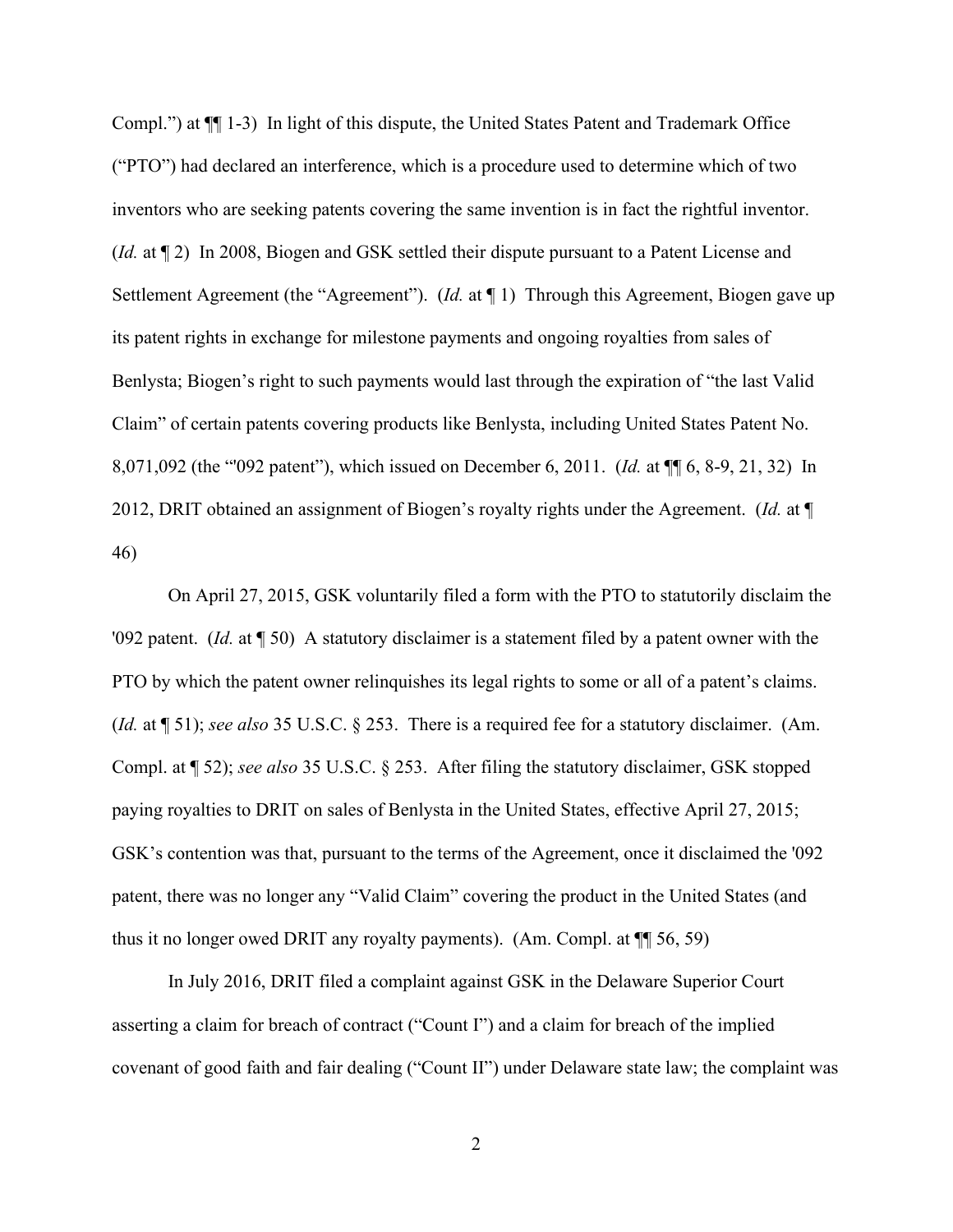Compl.") at ¶¶ 1-3) In light of this dispute, the United States Patent and Trademark Office ("PTO") had declared an interference, which is a procedure used to determine which of two inventors who are seeking patents covering the same invention is in fact the rightful inventor. (*Id.* at ¶ 2) In 2008, Biogen and GSK settled their dispute pursuant to a Patent License and Settlement Agreement (the "Agreement"). (*Id.* at ¶ 1) Through this Agreement, Biogen gave up its patent rights in exchange for milestone payments and ongoing royalties from sales of Benlysta; Biogen's right to such payments would last through the expiration of "the last Valid Claim" of certain patents covering products like Benlysta, including United States Patent No. 8,071,092 (the "'092 patent"), which issued on December 6, 2011. (*Id.* at ¶¶ 6, 8-9, 21, 32) In 2012, DRIT obtained an assignment of Biogen's royalty rights under the Agreement. (*Id.* at ¶ 46)

On April 27, 2015, GSK voluntarily filed a form with the PTO to statutorily disclaim the '092 patent. (*Id.* at ¶ 50) A statutory disclaimer is a statement filed by a patent owner with the PTO by which the patent owner relinquishes its legal rights to some or all of a patent's claims. (*Id.* at ¶ 51); *see also* 35 U.S.C. § 253. There is a required fee for a statutory disclaimer. (Am. Compl. at ¶ 52); *see also* 35 U.S.C. § 253. After filing the statutory disclaimer, GSK stopped paying royalties to DRIT on sales of Benlysta in the United States, effective April 27, 2015; GSK's contention was that, pursuant to the terms of the Agreement, once it disclaimed the '092 patent, there was no longer any "Valid Claim" covering the product in the United States (and thus it no longer owed DRIT any royalty payments). (Am. Compl. at ¶¶ 56, 59)

In July 2016, DRIT filed a complaint against GSK in the Delaware Superior Court asserting a claim for breach of contract ("Count I") and a claim for breach of the implied covenant of good faith and fair dealing ("Count II") under Delaware state law; the complaint was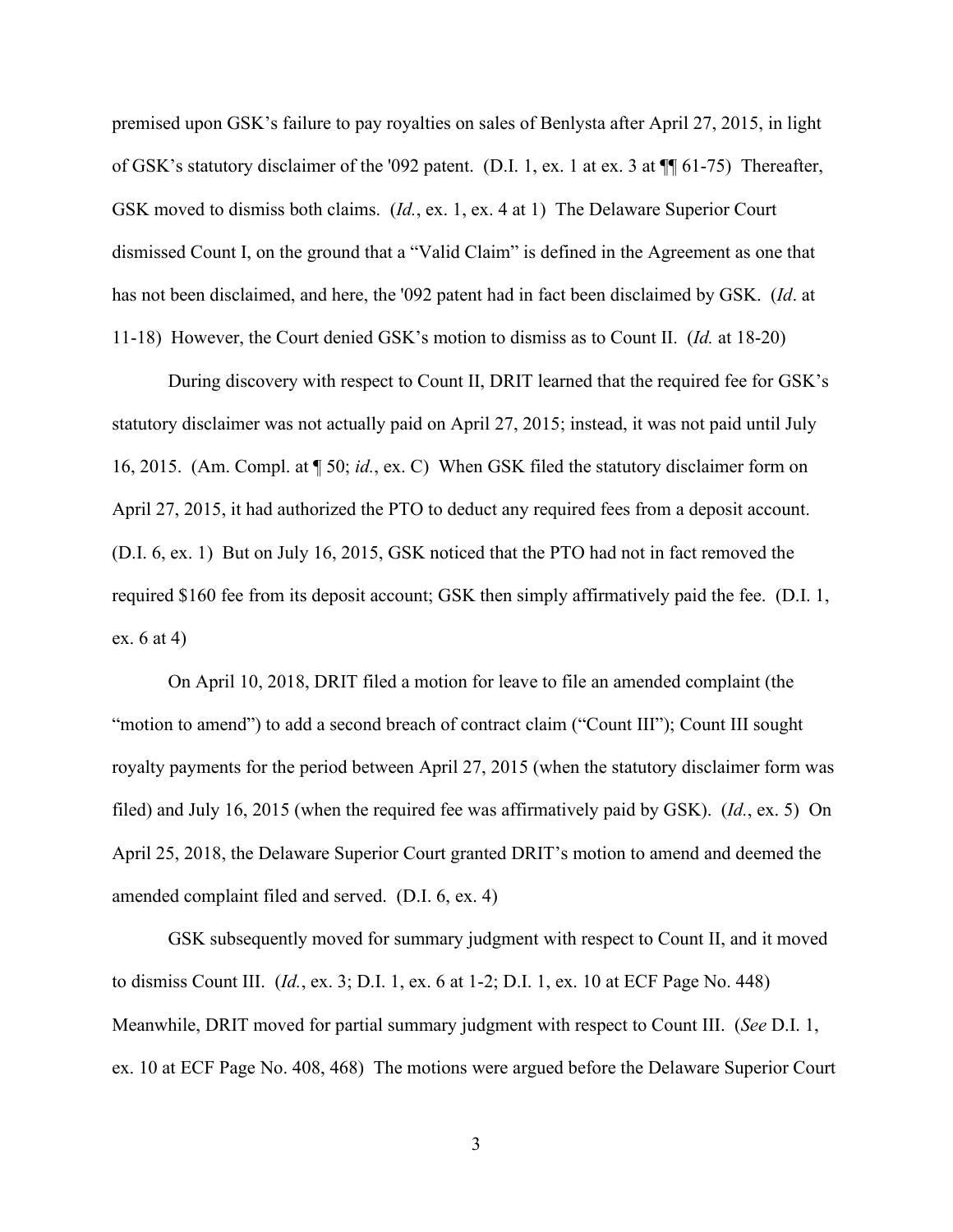premised upon GSK's failure to pay royalties on sales of Benlysta after April 27, 2015, in light of GSK's statutory disclaimer of the '092 patent. (D.I. 1, ex. 1 at ex. 3 at ¶¶ 61-75) Thereafter, GSK moved to dismiss both claims. (*Id.*, ex. 1, ex. 4 at 1) The Delaware Superior Court dismissed Count I, on the ground that a "Valid Claim" is defined in the Agreement as one that has not been disclaimed, and here, the '092 patent had in fact been disclaimed by GSK. (*Id*. at 11-18) However, the Court denied GSK's motion to dismiss as to Count II. (*Id.* at 18-20)

During discovery with respect to Count II, DRIT learned that the required fee for GSK's statutory disclaimer was not actually paid on April 27, 2015; instead, it was not paid until July 16, 2015. (Am. Compl. at ¶ 50; *id.*, ex. C) When GSK filed the statutory disclaimer form on April 27, 2015, it had authorized the PTO to deduct any required fees from a deposit account. (D.I. 6, ex. 1) But on July 16, 2015, GSK noticed that the PTO had not in fact removed the required $160 fee from its deposit account; GSK then simply affirmatively paid the fee. (D.I. 1, ex. 6 at 4)

On April 10, 2018, DRIT filed a motion for leave to file an amended complaint (the "motion to amend") to add a second breach of contract claim ("Count III"); Count III sought royalty payments for the period between April 27, 2015 (when the statutory disclaimer form was filed) and July 16, 2015 (when the required fee was affirmatively paid by GSK). (*Id.*, ex. 5) On April 25, 2018, the Delaware Superior Court granted DRIT's motion to amend and deemed the amended complaint filed and served. (D.I. 6, ex. 4)

GSK subsequently moved for summary judgment with respect to Count II, and it moved to dismiss Count III. (*Id.*, ex. 3; D.I. 1, ex. 6 at 1-2; D.I. 1, ex. 10 at ECF Page No. 448) Meanwhile, DRIT moved for partial summary judgment with respect to Count III. (*See* D.I. 1, ex. 10 at ECF Page No. 408, 468) The motions were argued before the Delaware Superior Court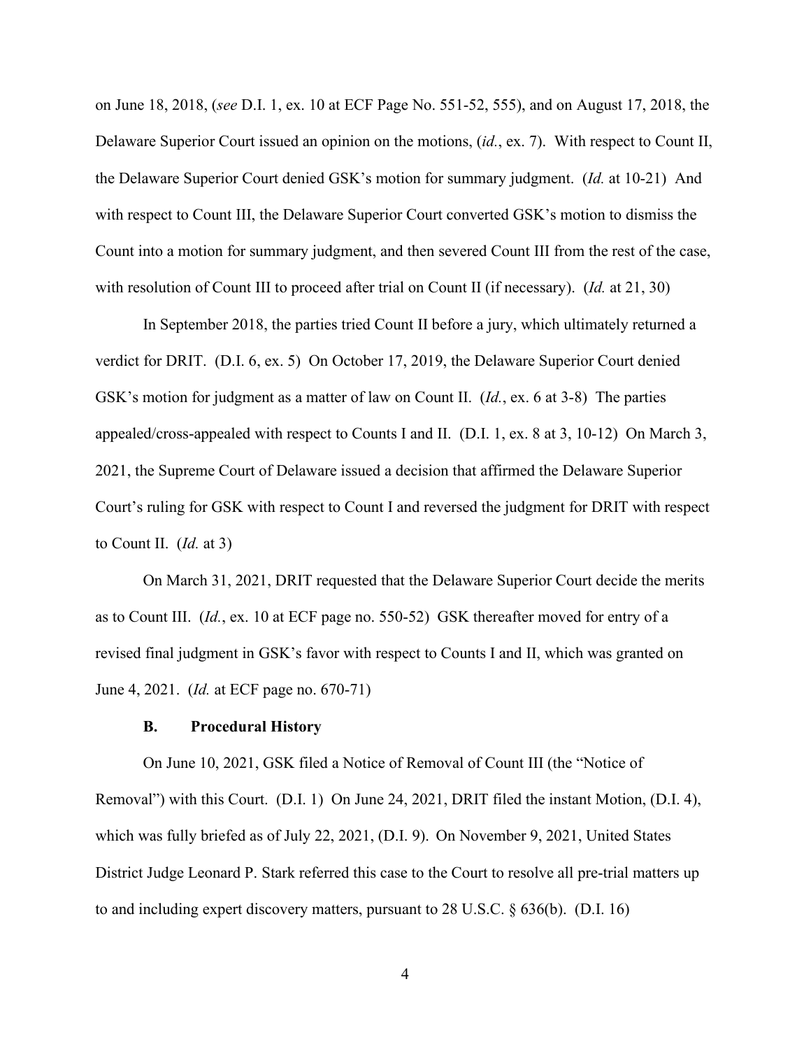on June 18, 2018, (*see* D.I. 1, ex. 10 at ECF Page No. 551-52, 555), and on August 17, 2018, the Delaware Superior Court issued an opinion on the motions, (*id.*, ex. 7). With respect to Count II, the Delaware Superior Court denied GSK's motion for summary judgment. (*Id.* at 10-21) And with respect to Count III, the Delaware Superior Court converted GSK's motion to dismiss the Count into a motion for summary judgment, and then severed Count III from the rest of the case, with resolution of Count III to proceed after trial on Count II (if necessary). (*Id.* at 21, 30)

In September 2018, the parties tried Count II before a jury, which ultimately returned a verdict for DRIT. (D.I. 6, ex. 5) On October 17, 2019, the Delaware Superior Court denied GSK's motion for judgment as a matter of law on Count II. (*Id.*, ex. 6 at 3-8) The parties appealed/cross-appealed with respect to Counts I and II. (D.I. 1, ex. 8 at 3, 10-12) On March 3, 2021, the Supreme Court of Delaware issued a decision that affirmed the Delaware Superior Court's ruling for GSK with respect to Count I and reversed the judgment for DRIT with respect to Count II. (*Id.* at 3)

On March 31, 2021, DRIT requested that the Delaware Superior Court decide the merits as to Count III. (*Id.*, ex. 10 at ECF page no. 550-52) GSK thereafter moved for entry of a revised final judgment in GSK's favor with respect to Counts I and II, which was granted on June 4, 2021. (*Id.* at ECF page no. 670-71)

### B. Procedural History

On June 10, 2021, GSK filed a Notice of Removal of Count III (the "Notice of Removal") with this Court. (D.I. 1) On June 24, 2021, DRIT filed the instant Motion, (D.I. 4), which was fully briefed as of July 22, 2021, (D.I. 9). On November 9, 2021, United States District Judge Leonard P. Stark referred this case to the Court to resolve all pre-trial matters up to and including expert discovery matters, pursuant to 28 U.S.C. § 636(b). (D.I. 16)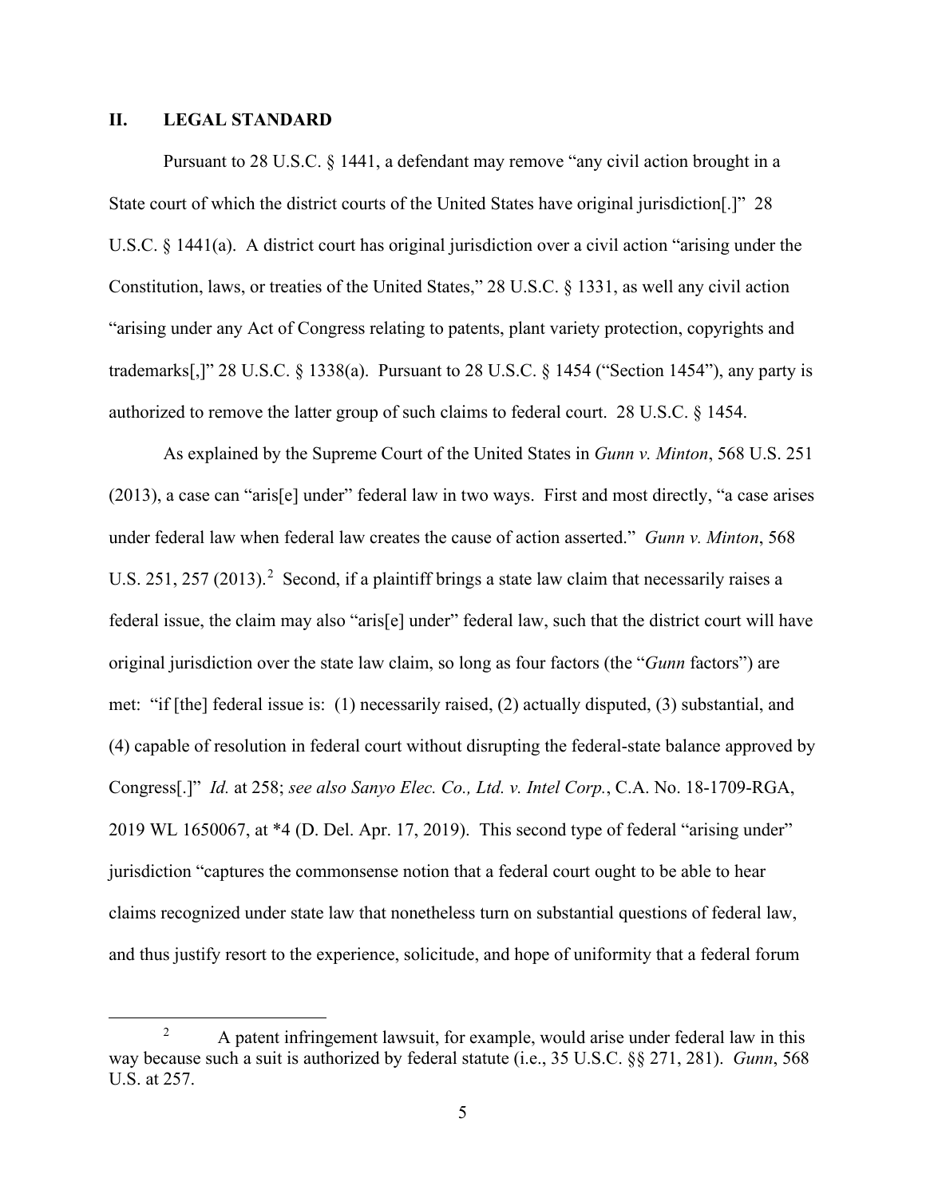## II. LEGAL STANDARD

Pursuant to 28 U.S.C. § 1441, a defendant may remove "any civil action brought in a State court of which the district courts of the United States have original jurisdiction[.]" 28 U.S.C. § 1441(a). A district court has original jurisdiction over a civil action "arising under the Constitution, laws, or treaties of the United States," 28 U.S.C. § 1331, as well any civil action "arising under any Act of Congress relating to patents, plant variety protection, copyrights and trademarks[,]" 28 U.S.C. § 1338(a). Pursuant to 28 U.S.C. § 1454 ("Section 1454"), any party is authorized to remove the latter group of such claims to federal court. 28 U.S.C. § 1454.

As explained by the Supreme Court of the United States in *Gunn v. Minton*, 568 U.S. 251 (2013), a case can "aris[e] under" federal law in two ways. First and most directly, "a case arises under federal law when federal law creates the cause of action asserted." *Gunn v. Minton*, 568 U.S. 251, 257 (2013).[2] Second, if a plaintiff brings a state law claim that necessarily raises a federal issue, the claim may also "aris[e] under" federal law, such that the district court will have original jurisdiction over the state law claim, so long as four factors (the "*Gunn* factors") are met: "if [the] federal issue is: (1) necessarily raised, (2) actually disputed, (3) substantial, and (4) capable of resolution in federal court without disrupting the federal-state balance approved by Congress[.]" *Id.* at 258; *see also Sanyo Elec. Co., Ltd. v. Intel Corp.*, C.A. No. 18-1709-RGA, 2019 WL 1650067, at *4 (D. Del. Apr. 17, 2019). This second type of federal "arising under" jurisdiction "captures the commonsense notion that a federal court ought to be able to hear claims recognized under state law that nonetheless turn on substantial questions of federal law, and thus justify resort to the experience, solicitude, and hope of uniformity that a federal forum

[2] A patent infringement lawsuit, for example, would arise under federal law in this way because such a suit is authorized by federal statute (i.e., 35 U.S.C. §§ 271, 281). *Gunn*, 568 U.S. at 257.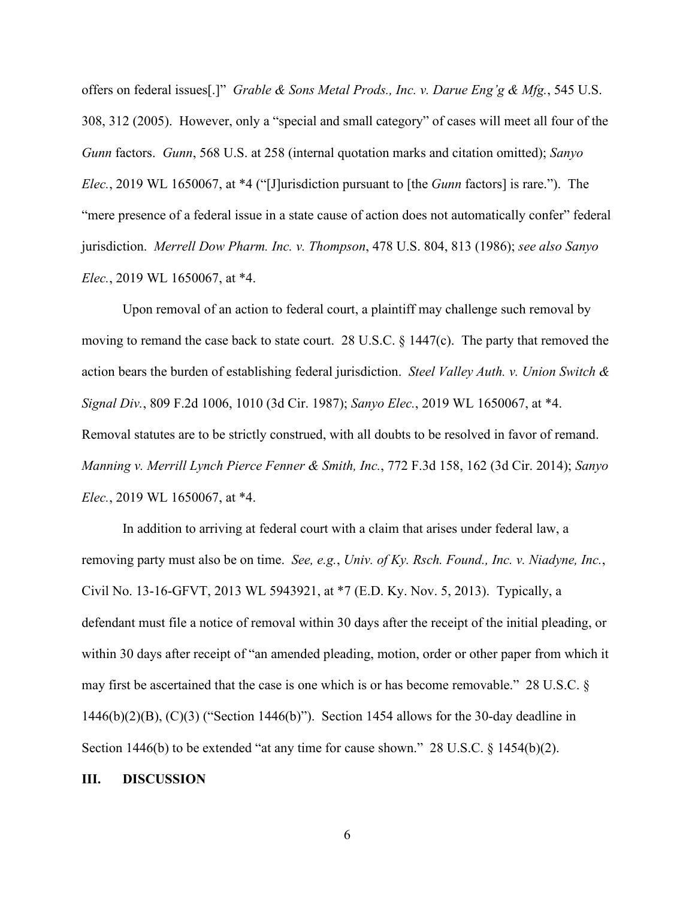offers on federal issues[.]" *Grable & Sons Metal Prods., Inc. v. Darue Eng'g & Mfg.*, 545 U.S. 308, 312 (2005). However, only a "special and small category" of cases will meet all four of the *Gunn* factors. *Gunn*, 568 U.S. at 258 (internal quotation marks and citation omitted); *Sanyo Elec.*, 2019 WL 1650067, at *4 ("[J]urisdiction pursuant to [the *Gunn* factors] is rare."). The "mere presence of a federal issue in a state cause of action does not automatically confer" federal jurisdiction. *Merrell Dow Pharm. Inc. v. Thompson*, 478 U.S. 804, 813 (1986); *see also Sanyo Elec.*, 2019 WL 1650067, at *4.

Upon removal of an action to federal court, a plaintiff may challenge such removal by moving to remand the case back to state court. 28 U.S.C. § 1447(c). The party that removed the action bears the burden of establishing federal jurisdiction. *Steel Valley Auth. v. Union Switch & Signal Div.*, 809 F.2d 1006, 1010 (3d Cir. 1987); *Sanyo Elec.*, 2019 WL 1650067, at *4. Removal statutes are to be strictly construed, with all doubts to be resolved in favor of remand. *Manning v. Merrill Lynch Pierce Fenner & Smith, Inc.*, 772 F.3d 158, 162 (3d Cir. 2014); *Sanyo Elec.*, 2019 WL 1650067, at *4.

In addition to arriving at federal court with a claim that arises under federal law, a removing party must also be on time. *See, e.g.*, *Univ. of Ky. Rsch. Found., Inc. v. Niadyne, Inc.*, Civil No. 13-16-GFVT, 2013 WL 5943921, at *7 (E.D. Ky. Nov. 5, 2013). Typically, a defendant must file a notice of removal within 30 days after the receipt of the initial pleading, or within 30 days after receipt of "an amended pleading, motion, order or other paper from which it may first be ascertained that the case is one which is or has become removable." 28 U.S.C. § 1446(b)(2)(B), (C)(3) ("Section 1446(b)"). Section 1454 allows for the 30-day deadline in Section 1446(b) to be extended "at any time for cause shown." 28 U.S.C. § 1454(b)(2).

## III. DISCUSSION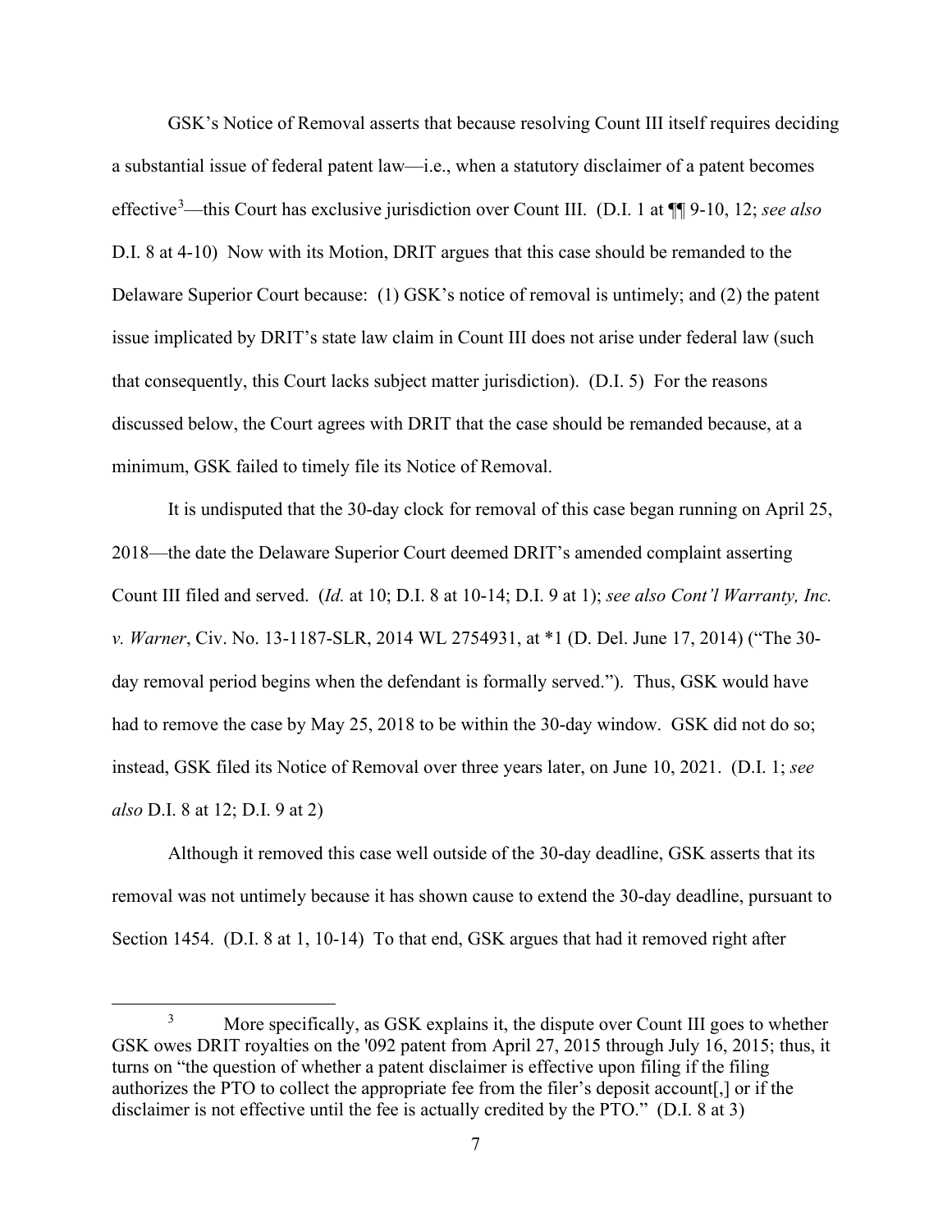GSK's Notice of Removal asserts that because resolving Count III itself requires deciding a substantial issue of federal patent law—i.e., when a statutory disclaimer of a patent becomes effective[3]—this Court has exclusive jurisdiction over Count III. (D.I. 1 at ¶¶ 9-10, 12; *see also* D.I. 8 at 4-10) Now with its Motion, DRIT argues that this case should be remanded to the Delaware Superior Court because: (1) GSK's notice of removal is untimely; and (2) the patent issue implicated by DRIT's state law claim in Count III does not arise under federal law (such that consequently, this Court lacks subject matter jurisdiction). (D.I. 5) For the reasons discussed below, the Court agrees with DRIT that the case should be remanded because, at a minimum, GSK failed to timely file its Notice of Removal.

It is undisputed that the 30-day clock for removal of this case began running on April 25, 2018—the date the Delaware Superior Court deemed DRIT's amended complaint asserting Count III filed and served. (*Id.* at 10; D.I. 8 at 10-14; D.I. 9 at 1); *see also Cont'l Warranty, Inc. v. Warner*, Civ. No. 13-1187-SLR, 2014 WL 2754931, at *1 (D. Del. June 17, 2014) ("The 30-day removal period begins when the defendant is formally served."). Thus, GSK would have had to remove the case by May 25, 2018 to be within the 30-day window. GSK did not do so; instead, GSK filed its Notice of Removal over three years later, on June 10, 2021. (D.I. 1; *see also* D.I. 8 at 12; D.I. 9 at 2)

Although it removed this case well outside of the 30-day deadline, GSK asserts that its removal was not untimely because it has shown cause to extend the 30-day deadline, pursuant to Section 1454. (D.I. 8 at 1, 10-14) To that end, GSK argues that had it removed right after

[3] More specifically, as GSK explains it, the dispute over Count III goes to whether GSK owes DRIT royalties on the '092 patent from April 27, 2015 through July 16, 2015; thus, it turns on "the question of whether a patent disclaimer is effective upon filing if the filing authorizes the PTO to collect the appropriate fee from the filer's deposit account[,] or if the disclaimer is not effective until the fee is actually credited by the PTO." (D.I. 8 at 3)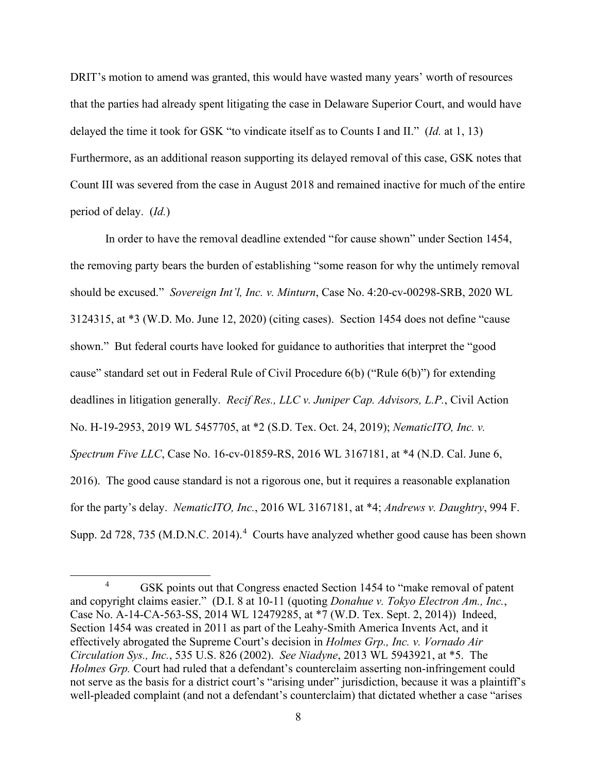DRIT's motion to amend was granted, this would have wasted many years' worth of resources that the parties had already spent litigating the case in Delaware Superior Court, and would have delayed the time it took for GSK "to vindicate itself as to Counts I and II." (*Id.* at 1, 13) Furthermore, as an additional reason supporting its delayed removal of this case, GSK notes that Count III was severed from the case in August 2018 and remained inactive for much of the entire period of delay. (*Id.*)

In order to have the removal deadline extended "for cause shown" under Section 1454, the removing party bears the burden of establishing "some reason for why the untimely removal should be excused." *Sovereign Int'l, Inc. v. Minturn*, Case No. 4:20-cv-00298-SRB, 2020 WL 3124315, at *3 (W.D. Mo. June 12, 2020) (citing cases). Section 1454 does not define "cause shown." But federal courts have looked for guidance to authorities that interpret the "good cause" standard set out in Federal Rule of Civil Procedure 6(b) ("Rule 6(b)") for extending deadlines in litigation generally. *Recif Res., LLC v. Juniper Cap. Advisors, L.P.*, Civil Action No. H-19-2953, 2019 WL 5457705, at *2 (S.D. Tex. Oct. 24, 2019); *NematicITO, Inc. v. Spectrum Five LLC*, Case No. 16-cv-01859-RS, 2016 WL 3167181, at *4 (N.D. Cal. June 6, 2016). The good cause standard is not a rigorous one, but it requires a reasonable explanation for the party's delay. *NematicITO, Inc.*, 2016 WL 3167181, at *4; *Andrews v. Daughtry*, 994 F. Supp. 2d 728, 735 (M.D.N.C. 2014).[4] Courts have analyzed whether good cause has been shown

---

[4] GSK points out that Congress enacted Section 1454 to "make removal of patent and copyright claims easier." (D.I. 8 at 10-11 (quoting *Donahue v. Tokyo Electron Am., Inc.*, Case No. A-14-CA-563-SS, 2014 WL 12479285, at *7 (W.D. Tex. Sept. 2, 2014)) Indeed, Section 1454 was created in 2011 as part of the Leahy-Smith America Invents Act, and it effectively abrogated the Supreme Court's decision in *Holmes Grp., Inc. v. Vornado Air Circulation Sys., Inc.*, 535 U.S. 826 (2002). *See Niadyne*, 2013 WL 5943921, at *5. The *Holmes Grp.* Court had ruled that a defendant's counterclaim asserting non-infringement could not serve as the basis for a district court's "arising under" jurisdiction, because it was a plaintiff's well-pleaded complaint (and not a defendant's counterclaim) that dictated whether a case "arises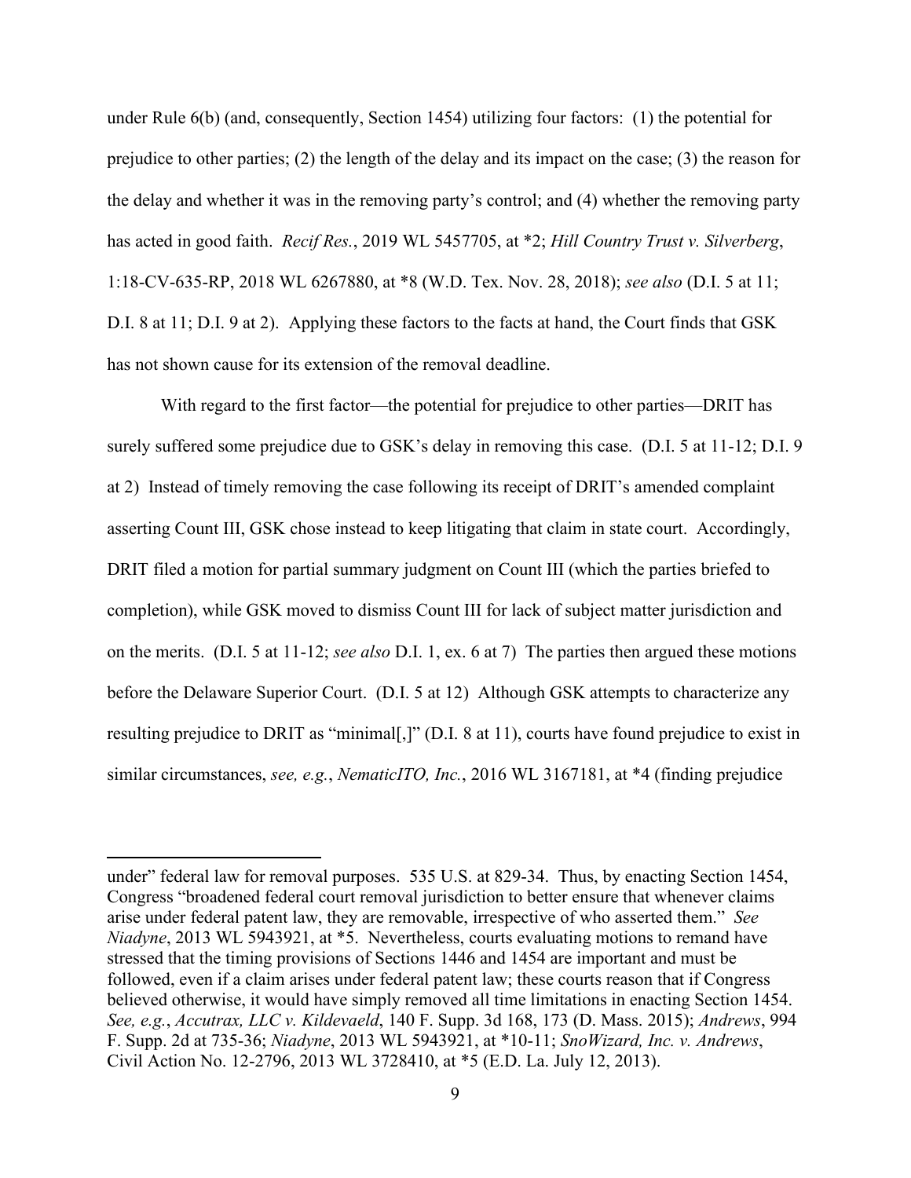under Rule 6(b) (and, consequently, Section 1454) utilizing four factors: (1) the potential for prejudice to other parties; (2) the length of the delay and its impact on the case; (3) the reason for the delay and whether it was in the removing party's control; and (4) whether the removing party has acted in good faith. *Recif Res.*, 2019 WL 5457705, at *2; *Hill Country Trust v. Silverberg*, 1:18-CV-635-RP, 2018 WL 6267880, at *8 (W.D. Tex. Nov. 28, 2018); *see also* (D.I. 5 at 11; D.I. 8 at 11; D.I. 9 at 2). Applying these factors to the facts at hand, the Court finds that GSK has not shown cause for its extension of the removal deadline.

With regard to the first factor—the potential for prejudice to other parties—DRIT has surely suffered some prejudice due to GSK's delay in removing this case. (D.I. 5 at 11-12; D.I. 9 at 2) Instead of timely removing the case following its receipt of DRIT's amended complaint asserting Count III, GSK chose instead to keep litigating that claim in state court. Accordingly, DRIT filed a motion for partial summary judgment on Count III (which the parties briefed to completion), while GSK moved to dismiss Count III for lack of subject matter jurisdiction and on the merits. (D.I. 5 at 11-12; *see also* D.I. 1, ex. 6 at 7) The parties then argued these motions before the Delaware Superior Court. (D.I. 5 at 12) Although GSK attempts to characterize any resulting prejudice to DRIT as "minimal[,]" (D.I. 8 at 11), courts have found prejudice to exist in similar circumstances, *see, e.g.*, *NematicITO, Inc.*, 2016 WL 3167181, at *4 (finding prejudice

---

under" federal law for removal purposes. 535 U.S. at 829-34. Thus, by enacting Section 1454, Congress "broadened federal court removal jurisdiction to better ensure that whenever claims arise under federal patent law, they are removable, irrespective of who asserted them." *See Niadyne*, 2013 WL 5943921, at *5. Nevertheless, courts evaluating motions to remand have stressed that the timing provisions of Sections 1446 and 1454 are important and must be followed, even if a claim arises under federal patent law; these courts reason that if Congress believed otherwise, it would have simply removed all time limitations in enacting Section 1454. *See, e.g.*, *Accutrax, LLC v. Kildevaeld*, 140 F. Supp. 3d 168, 173 (D. Mass. 2015); *Andrews*, 994 F. Supp. 2d at 735-36; *Niadyne*, 2013 WL 5943921, at *10-11; *SnoWizard, Inc. v. Andrews*, Civil Action No. 12-2796, 2013 WL 3728410, at *5 (E.D. La. July 12, 2013).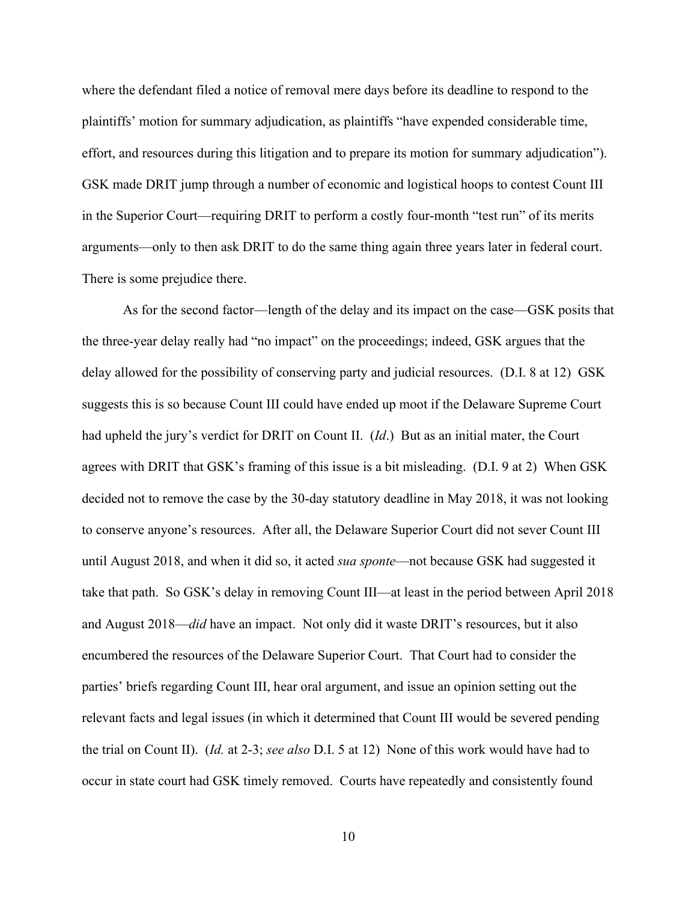where the defendant filed a notice of removal mere days before its deadline to respond to the plaintiffs' motion for summary adjudication, as plaintiffs "have expended considerable time, effort, and resources during this litigation and to prepare its motion for summary adjudication"). GSK made DRIT jump through a number of economic and logistical hoops to contest Count III in the Superior Court—requiring DRIT to perform a costly four-month "test run" of its merits arguments—only to then ask DRIT to do the same thing again three years later in federal court. There is some prejudice there.

As for the second factor—length of the delay and its impact on the case—GSK posits that the three-year delay really had "no impact" on the proceedings; indeed, GSK argues that the delay allowed for the possibility of conserving party and judicial resources. (D.I. 8 at 12) GSK suggests this is so because Count III could have ended up moot if the Delaware Supreme Court had upheld the jury's verdict for DRIT on Count II. (*Id*.) But as an initial mater, the Court agrees with DRIT that GSK's framing of this issue is a bit misleading. (D.I. 9 at 2) When GSK decided not to remove the case by the 30-day statutory deadline in May 2018, it was not looking to conserve anyone's resources. After all, the Delaware Superior Court did not sever Count III until August 2018, and when it did so, it acted *sua sponte*—not because GSK had suggested it take that path. So GSK's delay in removing Count III—at least in the period between April 2018 and August 2018—*did* have an impact. Not only did it waste DRIT's resources, but it also encumbered the resources of the Delaware Superior Court. That Court had to consider the parties' briefs regarding Count III, hear oral argument, and issue an opinion setting out the relevant facts and legal issues (in which it determined that Count III would be severed pending the trial on Count II). (*Id.* at 2-3; *see also* D.I. 5 at 12) None of this work would have had to occur in state court had GSK timely removed. Courts have repeatedly and consistently found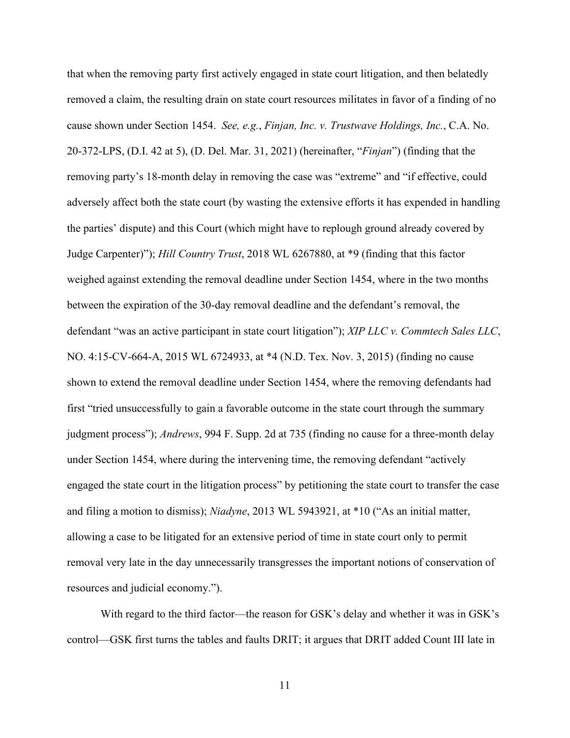that when the removing party first actively engaged in state court litigation, and then belatedly removed a claim, the resulting drain on state court resources militates in favor of a finding of no cause shown under Section 1454. *See, e.g.*, *Finjan, Inc. v. Trustwave Holdings, Inc.*, C.A. No. 20-372-LPS, (D.I. 42 at 5), (D. Del. Mar. 31, 2021) (hereinafter, "*Finjan*") (finding that the removing party's 18-month delay in removing the case was "extreme" and "if effective, could adversely affect both the state court (by wasting the extensive efforts it has expended in handling the parties' dispute) and this Court (which might have to replough ground already covered by Judge Carpenter)"); *Hill Country Trust*, 2018 WL 6267880, at *9 (finding that this factor weighed against extending the removal deadline under Section 1454, where in the two months between the expiration of the 30-day removal deadline and the defendant's removal, the defendant "was an active participant in state court litigation"); *XIP LLC v. Commtech Sales LLC*, NO. 4:15-CV-664-A, 2015 WL 6724933, at *4 (N.D. Tex. Nov. 3, 2015) (finding no cause shown to extend the removal deadline under Section 1454, where the removing defendants had first "tried unsuccessfully to gain a favorable outcome in the state court through the summary judgment process"); *Andrews*, 994 F. Supp. 2d at 735 (finding no cause for a three-month delay under Section 1454, where during the intervening time, the removing defendant "actively engaged the state court in the litigation process" by petitioning the state court to transfer the case and filing a motion to dismiss); *Niadyne*, 2013 WL 5943921, at *10 ("As an initial matter, allowing a case to be litigated for an extensive period of time in state court only to permit removal very late in the day unnecessarily transgresses the important notions of conservation of resources and judicial economy.").

With regard to the third factor—the reason for GSK's delay and whether it was in GSK's control—GSK first turns the tables and faults DRIT; it argues that DRIT added Count III late in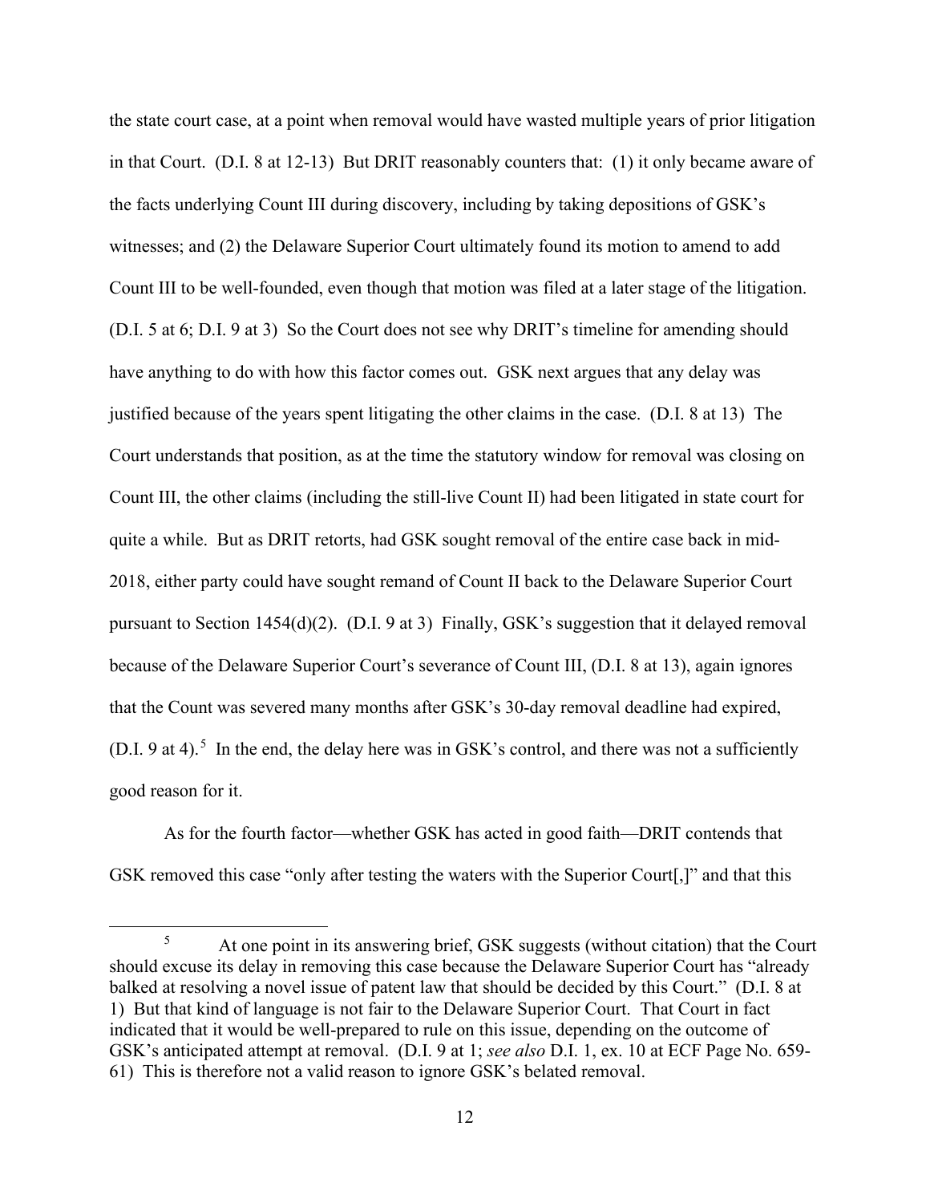the state court case, at a point when removal would have wasted multiple years of prior litigation in that Court. (D.I. 8 at 12-13) But DRIT reasonably counters that: (1) it only became aware of the facts underlying Count III during discovery, including by taking depositions of GSK's witnesses; and (2) the Delaware Superior Court ultimately found its motion to amend to add Count III to be well-founded, even though that motion was filed at a later stage of the litigation. (D.I. 5 at 6; D.I. 9 at 3) So the Court does not see why DRIT's timeline for amending should have anything to do with how this factor comes out. GSK next argues that any delay was justified because of the years spent litigating the other claims in the case. (D.I. 8 at 13) The Court understands that position, as at the time the statutory window for removal was closing on Count III, the other claims (including the still-live Count II) had been litigated in state court for quite a while. But as DRIT retorts, had GSK sought removal of the entire case back in mid-2018, either party could have sought remand of Count II back to the Delaware Superior Court pursuant to Section 1454(d)(2). (D.I. 9 at 3) Finally, GSK's suggestion that it delayed removal because of the Delaware Superior Court's severance of Count III, (D.I. 8 at 13), again ignores that the Count was severed many months after GSK's 30-day removal deadline had expired, (D.I. 9 at 4).[5] In the end, the delay here was in GSK's control, and there was not a sufficiently good reason for it.

As for the fourth factor—whether GSK has acted in good faith—DRIT contends that GSK removed this case "only after testing the waters with the Superior Court[,]" and that this

[5] At one point in its answering brief, GSK suggests (without citation) that the Court should excuse its delay in removing this case because the Delaware Superior Court has "already balked at resolving a novel issue of patent law that should be decided by this Court." (D.I. 8 at 1) But that kind of language is not fair to the Delaware Superior Court. That Court in fact indicated that it would be well-prepared to rule on this issue, depending on the outcome of GSK's anticipated attempt at removal. (D.I. 9 at 1; *see also* D.I. 1, ex. 10 at ECF Page No. 659-61) This is therefore not a valid reason to ignore GSK's belated removal.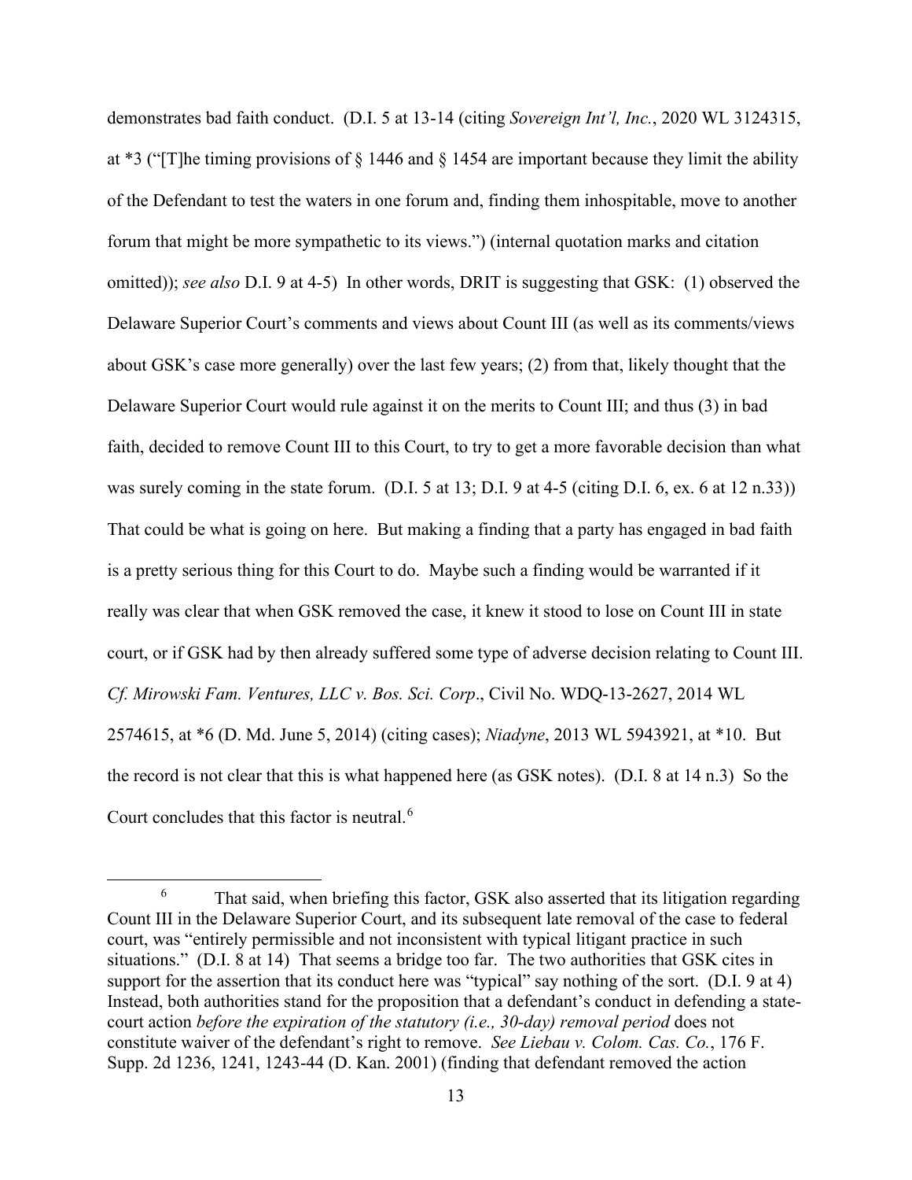demonstrates bad faith conduct. (D.I. 5 at 13-14 (citing *Sovereign Int'l, Inc.*, 2020 WL 3124315, at *3 ("[T]he timing provisions of § 1446 and § 1454 are important because they limit the ability of the Defendant to test the waters in one forum and, finding them inhospitable, move to another forum that might be more sympathetic to its views.") (internal quotation marks and citation omitted)); *see also* D.I. 9 at 4-5) In other words, DRIT is suggesting that GSK: (1) observed the Delaware Superior Court's comments and views about Count III (as well as its comments/views about GSK's case more generally) over the last few years; (2) from that, likely thought that the Delaware Superior Court would rule against it on the merits to Count III; and thus (3) in bad faith, decided to remove Count III to this Court, to try to get a more favorable decision than what was surely coming in the state forum. (D.I. 5 at 13; D.I. 9 at 4-5 (citing D.I. 6, ex. 6 at 12 n.33)) That could be what is going on here. But making a finding that a party has engaged in bad faith is a pretty serious thing for this Court to do. Maybe such a finding would be warranted if it really was clear that when GSK removed the case, it knew it stood to lose on Count III in state court, or if GSK had by then already suffered some type of adverse decision relating to Count III. *Cf. Mirowski Fam. Ventures, LLC v. Bos. Sci. Corp*., Civil No. WDQ-13-2627, 2014 WL 2574615, at *6 (D. Md. June 5, 2014) (citing cases); *Niadyne*, 2013 WL 5943921, at *10. But the record is not clear that this is what happened here (as GSK notes). (D.I. 8 at 14 n.3) So the Court concludes that this factor is neutral.[6]

---

[6] That said, when briefing this factor, GSK also asserted that its litigation regarding Count III in the Delaware Superior Court, and its subsequent late removal of the case to federal court, was "entirely permissible and not inconsistent with typical litigant practice in such situations." (D.I. 8 at 14) That seems a bridge too far. The two authorities that GSK cites in support for the assertion that its conduct here was "typical" say nothing of the sort. (D.I. 9 at 4) Instead, both authorities stand for the proposition that a defendant's conduct in defending a state-court action *before the expiration of the statutory (i.e., 30-day) removal period* does not constitute waiver of the defendant's right to remove. *See Liebau v. Colom. Cas. Co.*, 176 F. Supp. 2d 1236, 1241, 1243-44 (D. Kan. 2001) (finding that defendant removed the action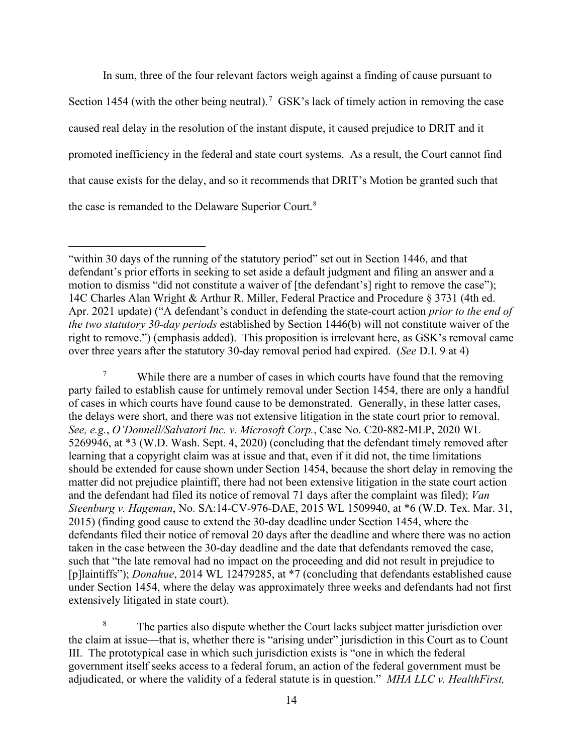In sum, three of the four relevant factors weigh against a finding of cause pursuant to Section 1454 (with the other being neutral).[7] GSK's lack of timely action in removing the case caused real delay in the resolution of the instant dispute, it caused prejudice to DRIT and it promoted inefficiency in the federal and state court systems. As a result, the Court cannot find that cause exists for the delay, and so it recommends that DRIT's Motion be granted such that the case is remanded to the Delaware Superior Court.[8]

---

"within 30 days of the running of the statutory period" set out in Section 1446, and that defendant's prior efforts in seeking to set aside a default judgment and filing an answer and a motion to dismiss "did not constitute a waiver of [the defendant's] right to remove the case"); 14C Charles Alan Wright & Arthur R. Miller, Federal Practice and Procedure § 3731 (4th ed. Apr. 2021 update) ("A defendant's conduct in defending the state-court action *prior to the end of the two statutory 30-day periods* established by Section 1446(b) will not constitute waiver of the right to remove.") (emphasis added). This proposition is irrelevant here, as GSK's removal came over three years after the statutory 30-day removal period had expired. (*See* D.I. 9 at 4)

[7] While there are a number of cases in which courts have found that the removing party failed to establish cause for untimely removal under Section 1454, there are only a handful of cases in which courts have found cause to be demonstrated. Generally, in these latter cases, the delays were short, and there was not extensive litigation in the state court prior to removal. *See, e.g.*, *O'Donnell/Salvatori Inc. v. Microsoft Corp.*, Case No. C20-882-MLP, 2020 WL 5269946, at *3 (W.D. Wash. Sept. 4, 2020) (concluding that the defendant timely removed after learning that a copyright claim was at issue and that, even if it did not, the time limitations should be extended for cause shown under Section 1454, because the short delay in removing the matter did not prejudice plaintiff, there had not been extensive litigation in the state court action and the defendant had filed its notice of removal 71 days after the complaint was filed); *Van Steenburg v. Hageman*, No. SA:14-CV-976-DAE, 2015 WL 1509940, at *6 (W.D. Tex. Mar. 31, 2015) (finding good cause to extend the 30-day deadline under Section 1454, where the defendants filed their notice of removal 20 days after the deadline and where there was no action taken in the case between the 30-day deadline and the date that defendants removed the case, such that "the late removal had no impact on the proceeding and did not result in prejudice to [p]laintiffs"); *Donahue*, 2014 WL 12479285, at *7 (concluding that defendants established cause under Section 1454, where the delay was approximately three weeks and defendants had not first extensively litigated in state court).

[8] The parties also dispute whether the Court lacks subject matter jurisdiction over the claim at issue—that is, whether there is "arising under" jurisdiction in this Court as to Count III. The prototypical case in which such jurisdiction exists is "one in which the federal government itself seeks access to a federal forum, an action of the federal government must be adjudicated, or where the validity of a federal statute is in question." *MHA LLC v. HealthFirst,*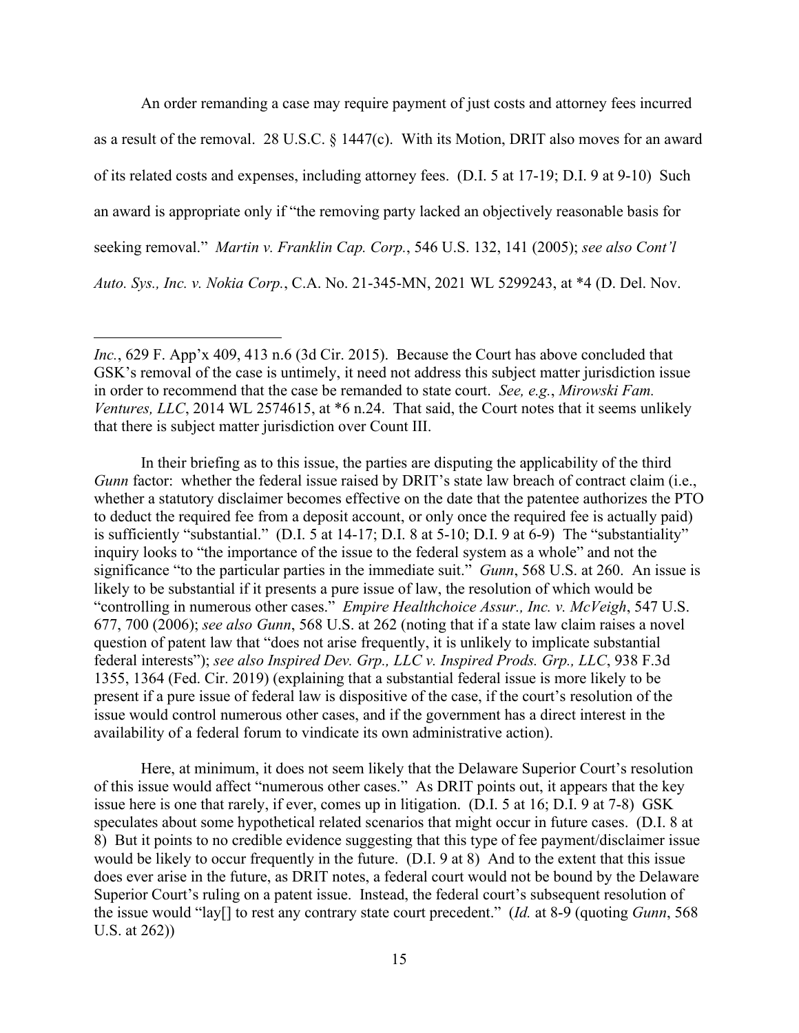An order remanding a case may require payment of just costs and attorney fees incurred as a result of the removal. 28 U.S.C. § 1447(c). With its Motion, DRIT also moves for an award of its related costs and expenses, including attorney fees. (D.I. 5 at 17-19; D.I. 9 at 9-10) Such an award is appropriate only if "the removing party lacked an objectively reasonable basis for seeking removal." *Martin v. Franklin Cap. Corp.*, 546 U.S. 132, 141 (2005); *see also Cont'l Auto. Sys., Inc. v. Nokia Corp.*, C.A. No. 21-345-MN, 2021 WL 5299243, at *4 (D. Del. Nov.

---

*Inc.*, 629 F. App'x 409, 413 n.6 (3d Cir. 2015). Because the Court has above concluded that GSK's removal of the case is untimely, it need not address this subject matter jurisdiction issue in order to recommend that the case be remanded to state court. *See, e.g.*, *Mirowski Fam. Ventures, LLC*, 2014 WL 2574615, at *6 n.24. That said, the Court notes that it seems unlikely that there is subject matter jurisdiction over Count III.

In their briefing as to this issue, the parties are disputing the applicability of the third *Gunn* factor: whether the federal issue raised by DRIT's state law breach of contract claim (i.e., whether a statutory disclaimer becomes effective on the date that the patentee authorizes the PTO to deduct the required fee from a deposit account, or only once the required fee is actually paid) is sufficiently "substantial." (D.I. 5 at 14-17; D.I. 8 at 5-10; D.I. 9 at 6-9) The "substantiality" inquiry looks to "the importance of the issue to the federal system as a whole" and not the significance "to the particular parties in the immediate suit." *Gunn*, 568 U.S. at 260. An issue is likely to be substantial if it presents a pure issue of law, the resolution of which would be "controlling in numerous other cases." *Empire Healthchoice Assur., Inc. v. McVeigh*, 547 U.S. 677, 700 (2006); *see also Gunn*, 568 U.S. at 262 (noting that if a state law claim raises a novel question of patent law that "does not arise frequently, it is unlikely to implicate substantial federal interests"); *see also Inspired Dev. Grp., LLC v. Inspired Prods. Grp., LLC*, 938 F.3d 1355, 1364 (Fed. Cir. 2019) (explaining that a substantial federal issue is more likely to be present if a pure issue of federal law is dispositive of the case, if the court's resolution of the issue would control numerous other cases, and if the government has a direct interest in the availability of a federal forum to vindicate its own administrative action).

Here, at minimum, it does not seem likely that the Delaware Superior Court's resolution of this issue would affect "numerous other cases." As DRIT points out, it appears that the key issue here is one that rarely, if ever, comes up in litigation. (D.I. 5 at 16; D.I. 9 at 7-8) GSK speculates about some hypothetical related scenarios that might occur in future cases. (D.I. 8 at 8) But it points to no credible evidence suggesting that this type of fee payment/disclaimer issue would be likely to occur frequently in the future. (D.I. 9 at 8) And to the extent that this issue does ever arise in the future, as DRIT notes, a federal court would not be bound by the Delaware Superior Court's ruling on a patent issue. Instead, the federal court's subsequent resolution of the issue would "lay[] to rest any contrary state court precedent." (*Id.* at 8-9 (quoting *Gunn*, 568 U.S. at 262))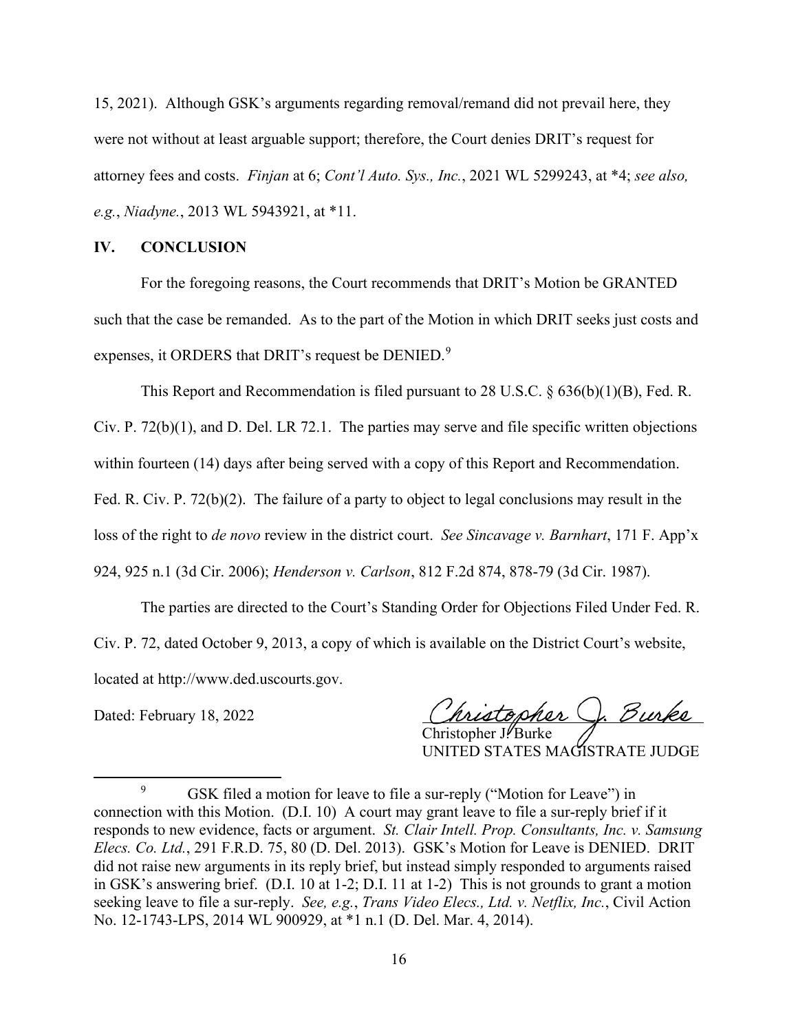15, 2021). Although GSK's arguments regarding removal/remand did not prevail here, they were not without at least arguable support; therefore, the Court denies DRIT's request for attorney fees and costs. *Finjan* at 6; *Cont'l Auto. Sys., Inc.*, 2021 WL 5299243, at *4; *see also, e.g.*, *Niadyne.*, 2013 WL 5943921, at *11.

## IV. CONCLUSION

For the foregoing reasons, the Court recommends that DRIT's Motion be GRANTED such that the case be remanded. As to the part of the Motion in which DRIT seeks just costs and expenses, it ORDERS that DRIT's request be DENIED.[9]

This Report and Recommendation is filed pursuant to 28 U.S.C. § 636(b)(1)(B), Fed. R. Civ. P. 72(b)(1), and D. Del. LR 72.1. The parties may serve and file specific written objections within fourteen (14) days after being served with a copy of this Report and Recommendation. Fed. R. Civ. P. 72(b)(2). The failure of a party to object to legal conclusions may result in the loss of the right to *de novo* review in the district court. *See Sincavage v. Barnhart*, 171 F. App'x 924, 925 n.1 (3d Cir. 2006); *Henderson v. Carlson*, 812 F.2d 874, 878-79 (3d Cir. 1987).

The parties are directed to the Court's Standing Order for Objections Filed Under Fed. R. Civ. P. 72, dated October 9, 2013, a copy of which is available on the District Court's website, located at http://www.ded.uscourts.gov.

Dated: February 18, 2022

Christopher J. Burke
Christopher J. Burke
UNITED STATES MAGISTRATE JUDGE

---

[9] GSK filed a motion for leave to file a sur-reply ("Motion for Leave") in connection with this Motion. (D.I. 10) A court may grant leave to file a sur-reply brief if it responds to new evidence, facts or argument. *St. Clair Intell. Prop. Consultants, Inc. v. Samsung Elecs. Co. Ltd.*, 291 F.R.D. 75, 80 (D. Del. 2013). GSK's Motion for Leave is DENIED. DRIT did not raise new arguments in its reply brief, but instead simply responded to arguments raised in GSK's answering brief. (D.I. 10 at 1-2; D.I. 11 at 1-2) This is not grounds to grant a motion seeking leave to file a sur-reply. *See, e.g.*, *Trans Video Elecs., Ltd. v. Netflix, Inc.*, Civil Action No. 12-1743-LPS, 2014 WL 900929, at *1 n.1 (D. Del. Mar. 4, 2014).